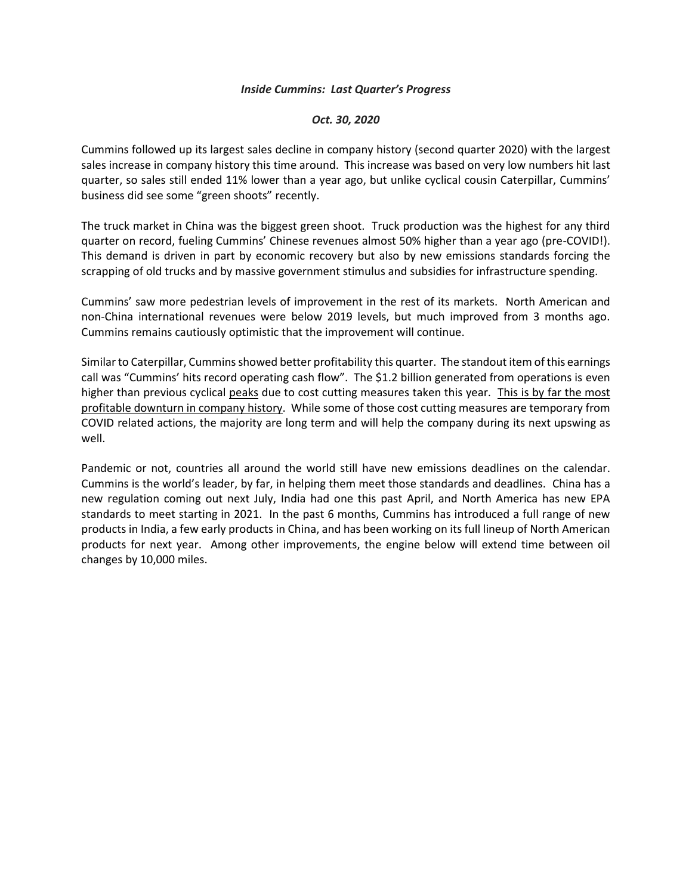***Inside Cummins: Last Quarter's Progress***

***Oct. 30, 2020***

Cummins followed up its largest sales decline in company history (second quarter 2020) with the largest sales increase in company history this time around. This increase was based on very low numbers hit last quarter, so sales still ended 11% lower than a year ago, but unlike cyclical cousin Caterpillar, Cummins' business did see some "green shoots" recently.

The truck market in China was the biggest green shoot. Truck production was the highest for any third quarter on record, fueling Cummins' Chinese revenues almost 50% higher than a year ago (pre-COVID!). This demand is driven in part by economic recovery but also by new emissions standards forcing the scrapping of old trucks and by massive government stimulus and subsidies for infrastructure spending.

Cummins' saw more pedestrian levels of improvement in the rest of its markets. North American and non-China international revenues were below 2019 levels, but much improved from 3 months ago. Cummins remains cautiously optimistic that the improvement will continue.

Similar to Caterpillar, Cummins showed better profitability this quarter. The standout item of this earnings call was "Cummins' hits record operating cash flow". The $1.2 billion generated from operations is even higher than previous cyclical <u>peaks</u> due to cost cutting measures taken this year. <u>This is by far the most profitable downturn in company history</u>. While some of those cost cutting measures are temporary from COVID related actions, the majority are long term and will help the company during its next upswing as well.

Pandemic or not, countries all around the world still have new emissions deadlines on the calendar. Cummins is the world's leader, by far, in helping them meet those standards and deadlines. China has a new regulation coming out next July, India had one this past April, and North America has new EPA standards to meet starting in 2021. In the past 6 months, Cummins has introduced a full range of new products in India, a few early products in China, and has been working on its full lineup of North American products for next year. Among other improvements, the engine below will extend time between oil changes by 10,000 miles.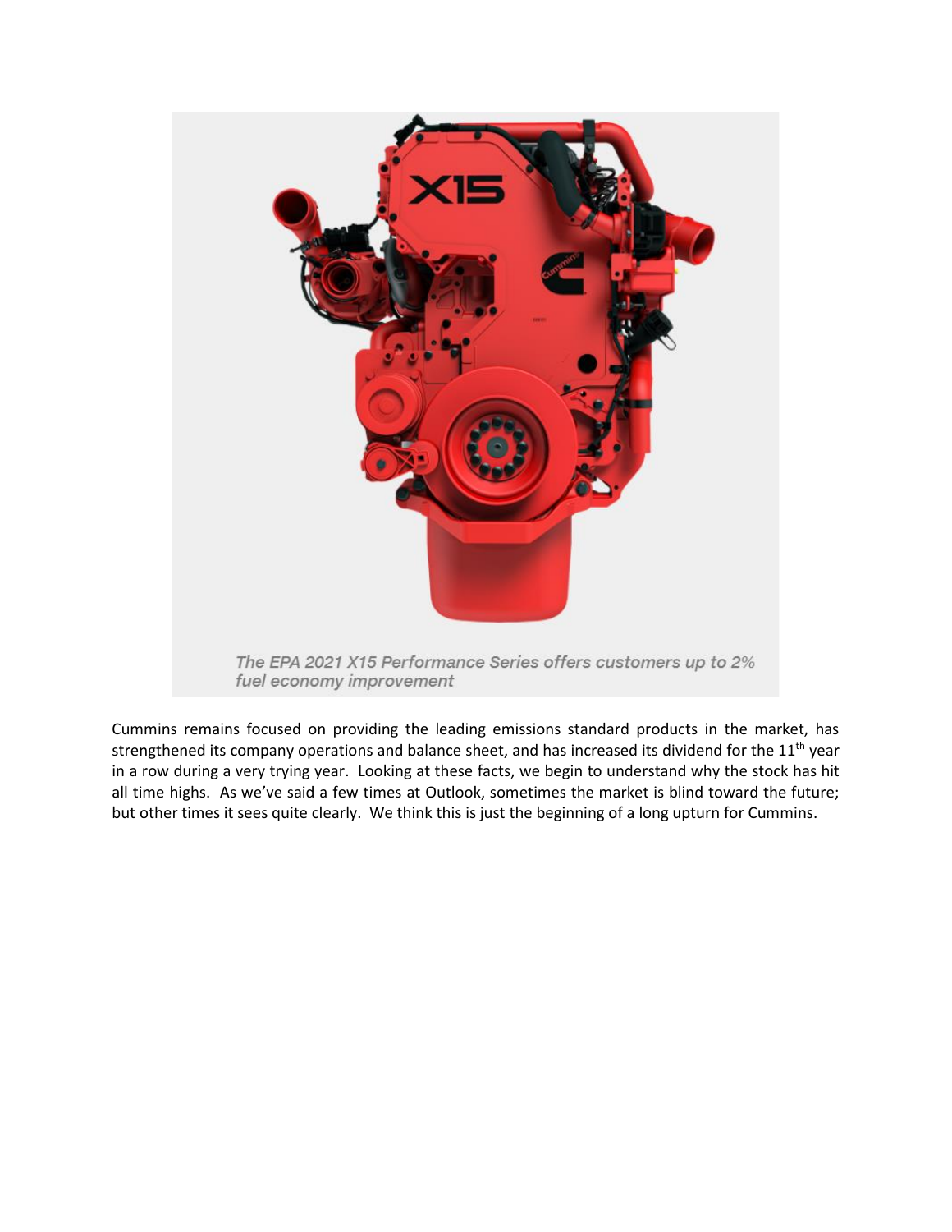*The EPA 2021 X15 Performance Series offers customers up to 2% fuel economy improvement*

Cummins remains focused on providing the leading emissions standard products in the market, has strengthened its company operations and balance sheet, and has increased its dividend for the 11th year in a row during a very trying year. Looking at these facts, we begin to understand why the stock has hit all time highs. As we've said a few times at Outlook, sometimes the market is blind toward the future; but other times it sees quite clearly. We think this is just the beginning of a long upturn for Cummins.